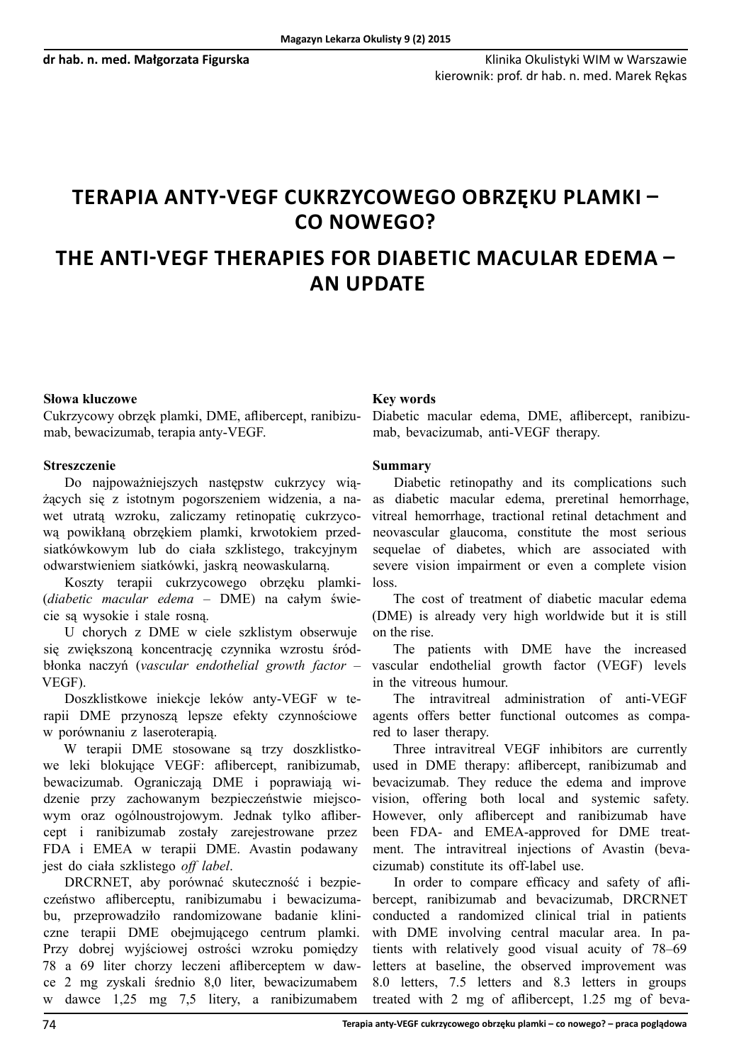dr hab. n. med. Małgorzata Figurska

Klinika Okulistyki WIM w Warszawie
kierownik: prof. dr hab. n. med. Marek Rękas

# TERAPIA ANTY-VEGF CUKRZYCOWEGO OBRZĘKU PLAMKI – CO NOWEGO?

# THE ANTI-VEGF THERAPIES FOR DIABETIC MACULAR EDEMA – AN UPDATE

**Słowa kluczowe**
Cukrzycowy obrzęk plamki, DME, aflibercept, ranibizumab, bewacizumab, terapia anty-VEGF.

**Streszczenie**

Do najpoważniejszych następstw cukrzycy wiążących się z istotnym pogorszeniem widzenia, a nawet utratą wzroku, zaliczamy retinopatię cukrzycową powikłaną obrzękiem plamki, krwotokiem przedsiatkówkowym lub do ciała szklistego, trakcyjnym odwarstwieniem siatkówki, jaskrą neowaskularną.

Koszty terapii cukrzycowego obrzęku plamki- (*diabetic macular edema* – DME) na całym świecie są wysokie i stale rosną.

U chorych z DME w ciele szklistym obserwuje się zwiększoną koncentrację czynnika wzrostu śródbłonka naczyń (*vascular endothelial growth factor* – VEGF).

Doszklistkowe iniekcje leków anty-VEGF w terapii DME przynoszą lepsze efekty czynnościowe w porównaniu z laseroterapią.

W terapii DME stosowane są trzy doszklistkowe leki blokujące VEGF: aflibercept, ranibizumab, bewacizumab. Ograniczają DME i poprawiają widzenie przy zachowanym bezpieczeństwie miejscowym oraz ogólnoustrojowym. Jednak tylko aflibercept i ranibizumab zostały zarejestrowane przez FDA i EMEA w terapii DME. Avastin podawany jest do ciała szklistego *off label*.

DRCRNET, aby porównać skuteczność i bezpieczeństwo afliberceptu, ranibizumabu i bewacizumabu, przeprowadziło randomizowane badanie kliniczne terapii DME obejmującego centrum plamki. Przy dobrej wyjściowej ostrości wzroku pomiędzy 78 a 69 liter chorzy leczeni afliberceptem w dawce 2 mg zyskali średnio 8,0 liter, bewacizumabem w dawce 1,25 mg 7,5 litery, a ranibizumabem

**Key words**
Diabetic macular edema, DME, aflibercept, ranibizumab, bevacizumab, anti-VEGF therapy.

**Summary**

Diabetic retinopathy and its complications such as diabetic macular edema, preretinal hemorrhage, vitreal hemorrhage, tractional retinal detachment and neovascular glaucoma, constitute the most serious sequelae of diabetes, which are associated with severe vision impairment or even a complete vision loss.

The cost of treatment of diabetic macular edema (DME) is already very high worldwide but it is still on the rise.

The patients with DME have the increased vascular endothelial growth factor (VEGF) levels in the vitreous humour.

The intravitreal administration of anti-VEGF agents offers better functional outcomes as compared to laser therapy.

Three intravitreal VEGF inhibitors are currently used in DME therapy: aflibercept, ranibizumab and bevacizumab. They reduce the edema and improve vision, offering both local and systemic safety. However, only aflibercept and ranibizumab have been FDA- and EMEA-approved for DME treatment. The intravitreal injections of Avastin (bevacizumab) constitute its off-label use.

In order to compare efficacy and safety of aflibercept, ranibizumab and bevacizumab, DRCRNET conducted a randomized clinical trial in patients with DME involving central macular area. In patients with relatively good visual acuity of 78–69 letters at baseline, the observed improvement was 8.0 letters, 7.5 letters and 8.3 letters in groups treated with 2 mg of aflibercept, 1.25 mg of beva-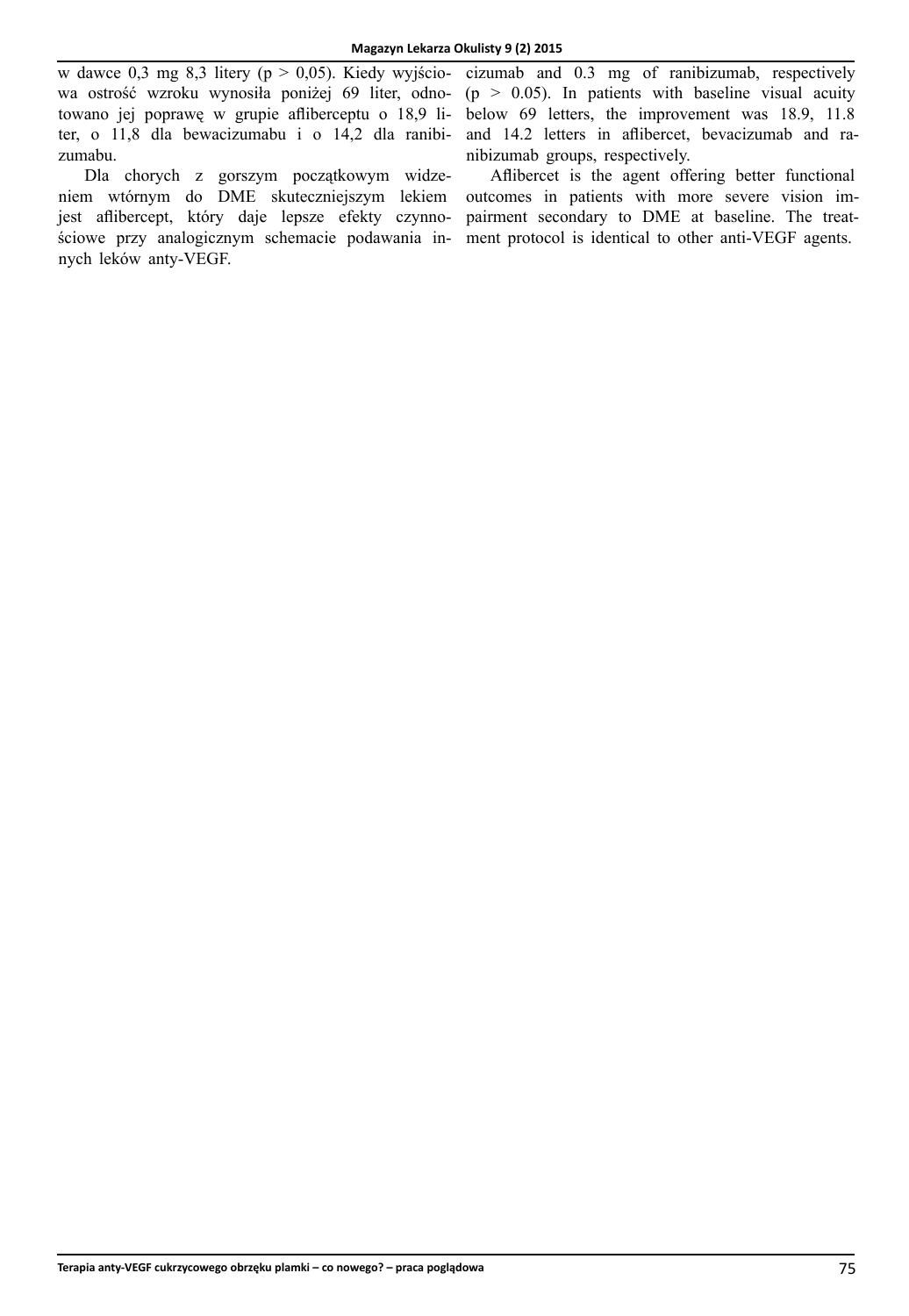w dawce 0,3 mg 8,3 litery ($p > 0{,}05$). Kiedy wyjściowa ostrość wzroku wynosiła poniżej 69 liter, odnotowano jej poprawę w grupie aflibereptu o 18,9 liter, o 11,8 dla bewacizumabu i o 14,2 dla ranibizumabu.

Dla chorych z gorszym początkowym widzeniem wtórnym do DME skuteczniejszym lekiem jest aflibercept, który daje lepsze efekty czynnościowe przy analogicznym schemacie podawania innych leków anty-VEGF.

cizumab and 0.3 mg of ranibizumab, respectively ($p > 0.05$). In patients with baseline visual acuity below 69 letters, the improvement was 18.9, 11.8 and 14.2 letters in aflibercet, bevacizumab and ranibizumab groups, respectively.

Aflibercet is the agent offering better functional outcomes in patients with more severe vision impairment secondary to DME at baseline. The treatment protocol is identical to other anti-VEGF agents.